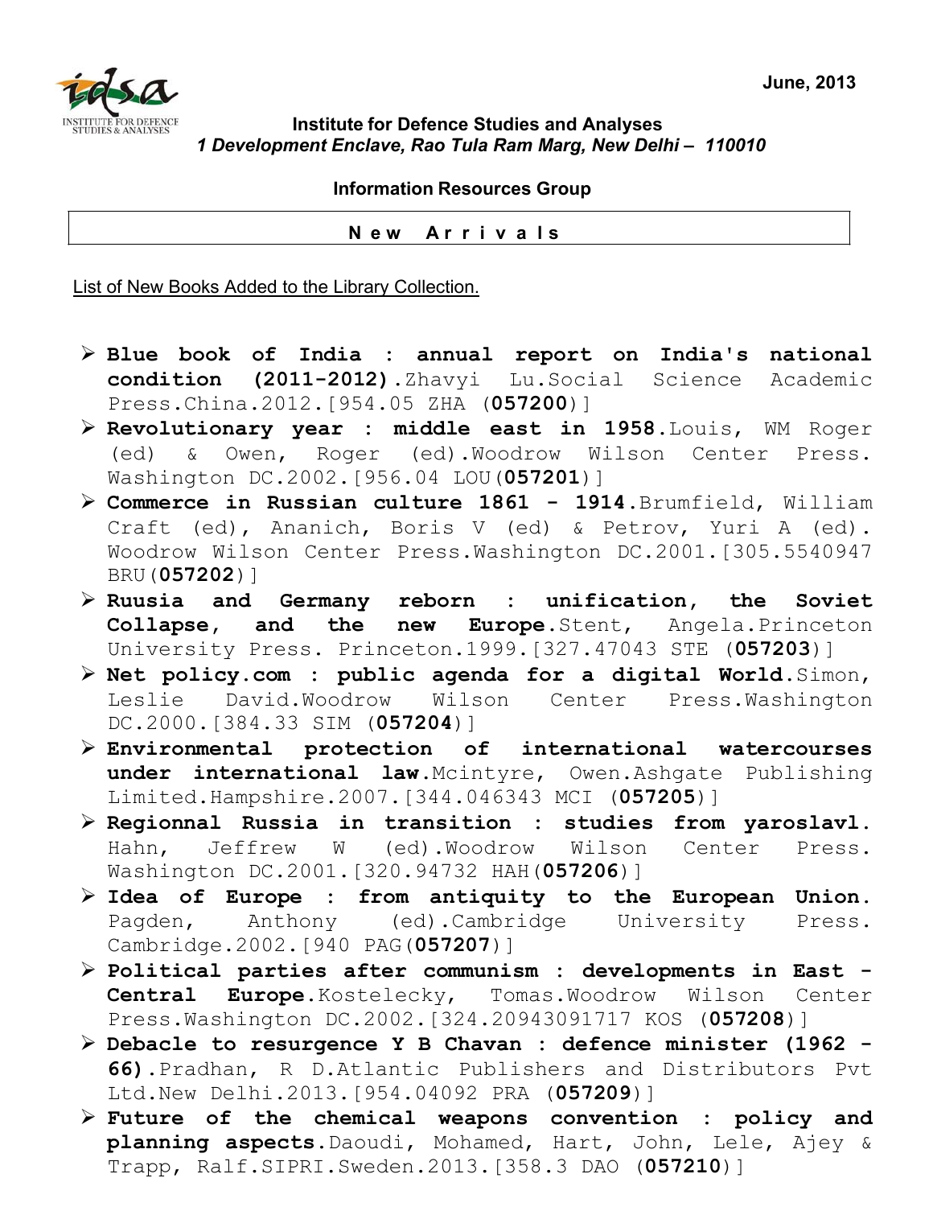June, 2013

**Institute for Defence Studies and Analyses**
***1 Development Enclave, Rao Tula Ram Marg, New Delhi – 110010***

**Information Resources Group**

## N e w A r r i v a l s

List of New Books Added to the Library Collection.

- **Blue book of India : annual report on India's national condition (2011-2012).**Zhavyi Lu.Social Science Academic Press.China.2012.[954.05 ZHA (**057200**)]
- **Revolutionary year : middle east in 1958.**Louis, WM Roger (ed) & Owen, Roger (ed).Woodrow Wilson Center Press. Washington DC.2002.[956.04 LOU(**057201**)]
- **Commerce in Russian culture 1861 - 1914.**Brumfield, William Craft (ed), Ananich, Boris V (ed) & Petrov, Yuri A (ed). Woodrow Wilson Center Press.Washington DC.2001.[305.5540947 BRU(**057202**)]
- **Ruusia and Germany reborn : unification, the Soviet Collapse, and the new Europe.**Stent, Angela.Princeton University Press. Princeton.1999.[327.47043 STE (**057203**)]
- **Net policy.com : public agenda for a digital World.**Simon, Leslie David.Woodrow Wilson Center Press.Washington DC.2000.[384.33 SIM (**057204**)]
- **Environmental protection of international watercourses under international law.**Mcintyre, Owen.Ashgate Publishing Limited.Hampshire.2007.[344.046343 MCI (**057205**)]
- **Regionnal Russia in transition : studies from yaroslavl.** Hahn, Jeffrew W (ed).Woodrow Wilson Center Press. Washington DC.2001.[320.94732 HAH(**057206**)]
- **Idea of Europe : from antiquity to the European Union.** Pagden, Anthony (ed).Cambridge University Press. Cambridge.2002.[940 PAG(**057207**)]
- **Political parties after communism : developments in East - Central Europe.**Kostelecky, Tomas.Woodrow Wilson Center Press.Washington DC.2002.[324.20943091717 KOS (**057208**)]
- **Debacle to resurgence Y B Chavan : defence minister (1962 - 66).**Pradhan, R D.Atlantic Publishers and Distributors Pvt Ltd.New Delhi.2013.[954.04092 PRA (**057209**)]
- **Future of the chemical weapons convention : policy and planning aspects.**Daoudi, Mohamed, Hart, John, Lele, Ajey & Trapp, Ralf.SIPRI.Sweden.2013.[358.3 DAO (**057210**)]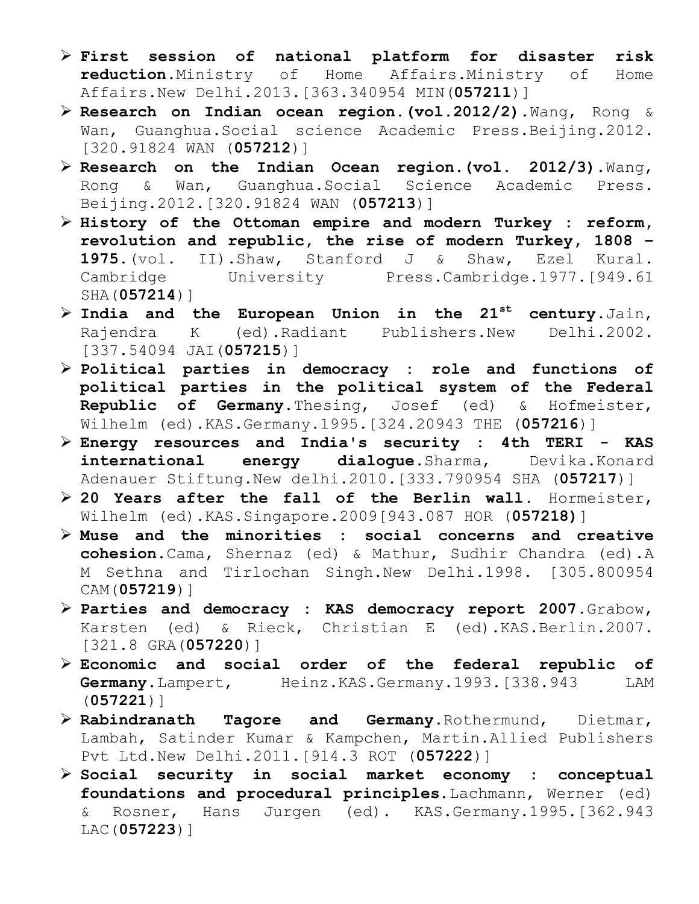- **First session of national platform for disaster risk reduction**.Ministry of Home Affairs.Ministry of Home Affairs.New Delhi.2013.[363.340954 MIN(**057211**)]
- **Research on Indian ocean region.(vol.2012/2)**.Wang, Rong & Wan, Guanghua.Social science Academic Press.Beijing.2012.[320.91824 WAN (**057212**)]
- **Research on the Indian Ocean region.(vol. 2012/3)**.Wang, Rong & Wan, Guanghua.Social Science Academic Press. Beijing.2012.[320.91824 WAN (**057213**)]
- **History of the Ottoman empire and modern Turkey : reform, revolution and republic, the rise of modern Turkey, 1808 – 1975**.(vol. II).Shaw, Stanford J & Shaw, Ezel Kural. Cambridge University Press.Cambridge.1977.[949.61 SHA(**057214**)]
- **India and the European Union in the 21st century**.Jain, Rajendra K (ed).Radiant Publishers.New Delhi.2002.[337.54094 JAI(**057215**)]
- **Political parties in democracy : role and functions of political parties in the political system of the Federal Republic of Germany**.Thesing, Josef (ed) & Hofmeister, Wilhelm (ed).KAS.Germany.1995.[324.20943 THE (**057216**)]
- **Energy resources and India's security : 4th TERI - KAS international energy dialogue**.Sharma, Devika.Konard Adenauer Stiftung.New delhi.2010.[333.790954 SHA (**057217**)]
- **20 Years after the fall of the Berlin wall**. Hormeister, Wilhelm (ed).KAS.Singapore.2009[943.087 HOR (**057218)**]
- **Muse and the minorities : social concerns and creative cohesion**.Cama, Shernaz (ed) & Mathur, Sudhir Chandra (ed).A M Sethna and Tirlochan Singh.New Delhi.1998. [305.800954 CAM(**057219**)]
- **Parties and democracy : KAS democracy report 2007**.Grabow, Karsten (ed) & Rieck, Christian E (ed).KAS.Berlin.2007.[321.8 GRA(**057220**)]
- **Economic and social order of the federal republic of Germany**.Lampert, Heinz.KAS.Germany.1993.[338.943 LAM (**057221**)]
- **Rabindranath Tagore and Germany**.Rothermund, Dietmar, Lambah, Satinder Kumar & Kampchen, Martin.Allied Publishers Pvt Ltd.New Delhi.2011.[914.3 ROT (**057222**)]
- **Social security in social market economy : conceptual foundations and procedural principles**.Lachmann, Werner (ed) & Rosner, Hans Jurgen (ed). KAS.Germany.1995.[362.943 LAC(**057223**)]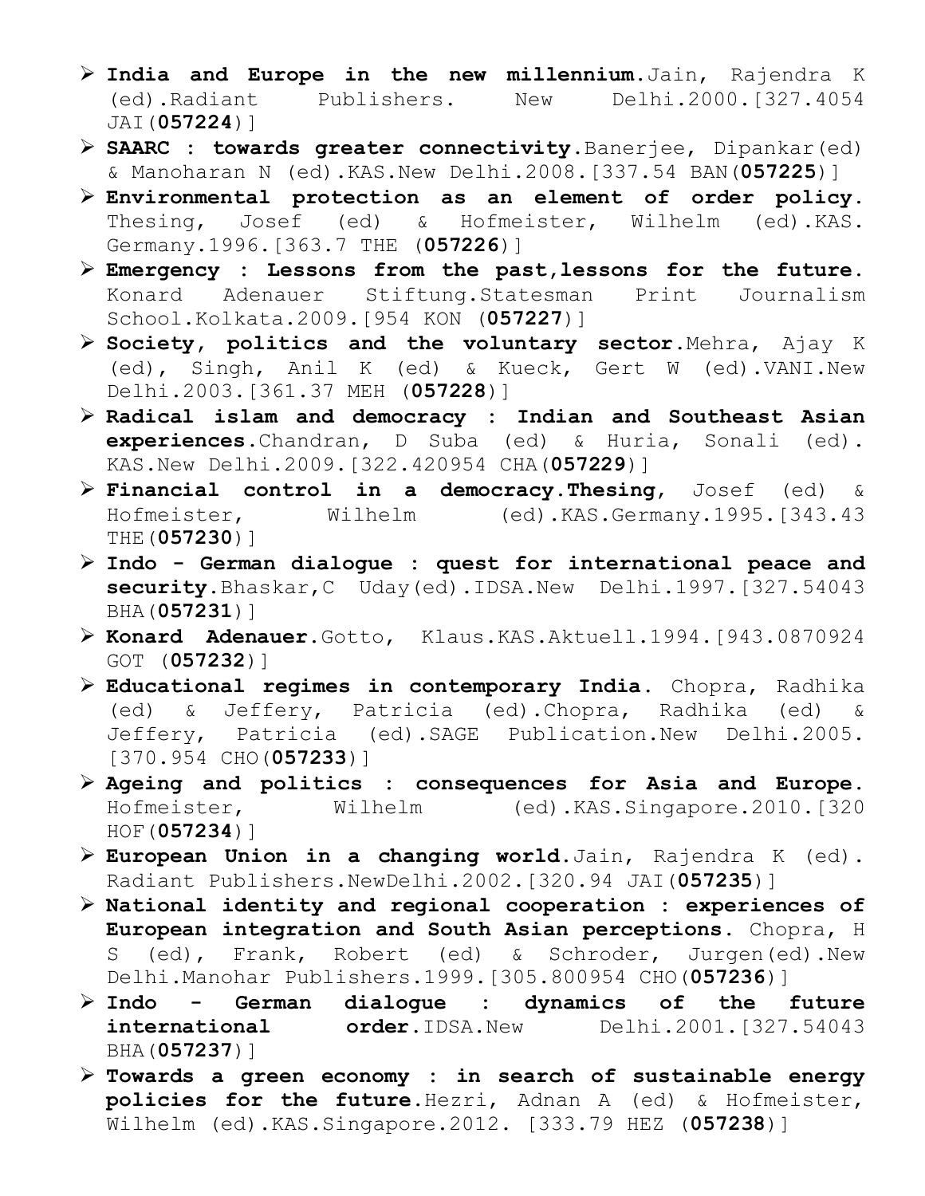- **India and Europe in the new millennium**.Jain, Rajendra K (ed).Radiant Publishers. New Delhi.2000.[327.4054 JAI(**057224**)]
- **SAARC : towards greater connectivity**.Banerjee, Dipankar(ed) & Manoharan N (ed).KAS.New Delhi.2008.[337.54 BAN(**057225**)]
- **Environmental protection as an element of order policy**. Thesing, Josef (ed) & Hofmeister, Wilhelm (ed).KAS. Germany.1996.[363.7 THE (**057226**)]
- **Emergency : Lessons from the past,lessons for the future**. Konard Adenauer Stiftung.Statesman Print Journalism School.Kolkata.2009.[954 KON (**057227**)]
- **Society, politics and the voluntary sector**.Mehra, Ajay K (ed), Singh, Anil K (ed) & Kueck, Gert W (ed).VANI.New Delhi.2003.[361.37 MEH (**057228**)]
- **Radical islam and democracy : Indian and Southeast Asian experiences**.Chandran, D Suba (ed) & Huria, Sonali (ed). KAS.New Delhi.2009.[322.420954 CHA(**057229**)]
- **Financial control in a democracy.Thesing**, Josef (ed) & Hofmeister, Wilhelm (ed).KAS.Germany.1995.[343.43 THE(**057230**)]
- **Indo - German dialogue : quest for international peace and security**.Bhaskar,C Uday(ed).IDSA.New Delhi.1997.[327.54043 BHA(**057231**)]
- **Konard Adenauer**.Gotto, Klaus.KAS.Aktuell.1994.[943.0870924 GOT (**057232**)]
- **Educational regimes in contemporary India**. Chopra, Radhika (ed) & Jeffery, Patricia (ed).Chopra, Radhika (ed) & Jeffery, Patricia (ed).SAGE Publication.New Delhi.2005. [370.954 CHO(**057233**)]
- **Ageing and politics : consequences for Asia and Europe**. Hofmeister, Wilhelm (ed).KAS.Singapore.2010.[320 HOF(**057234**)]
- **European Union in a changing world**.Jain, Rajendra K (ed). Radiant Publishers.NewDelhi.2002.[320.94 JAI(**057235**)]
- **National identity and regional cooperation : experiences of European integration and South Asian perceptions**. Chopra, H S (ed), Frank, Robert (ed) & Schroder, Jurgen(ed).New Delhi.Manohar Publishers.1999.[305.800954 CHO(**057236**)]
- **Indo - German dialogue : dynamics of the future international order**.IDSA.New Delhi.2001.[327.54043 BHA(**057237**)]
- **Towards a green economy : in search of sustainable energy policies for the future**.Hezri, Adnan A (ed) & Hofmeister, Wilhelm (ed).KAS.Singapore.2012. [333.79 HEZ (**057238**)]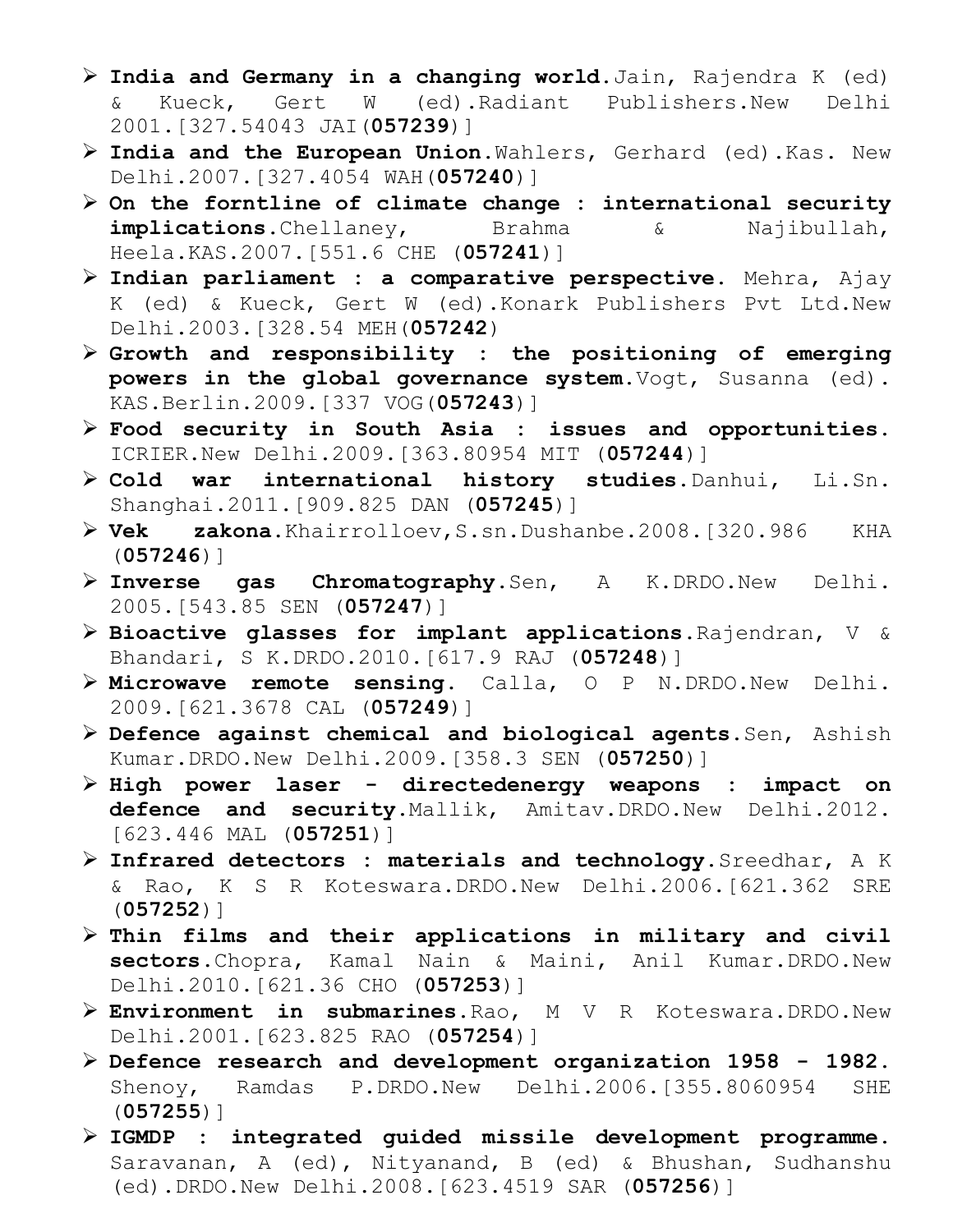- **India and Germany in a changing world**.Jain, Rajendra K (ed) & Kueck, Gert W (ed).Radiant Publishers.New Delhi 2001.[327.54043 JAI(**057239**)]
- **India and the European Union**.Wahlers, Gerhard (ed).Kas. New Delhi.2007.[327.4054 WAH(**057240**)]
- **On the forntline of climate change : international security implications**.Chellaney, Brahma & Najibullah, Heela.KAS.2007.[551.6 CHE (**057241**)]
- **Indian parliament : a comparative perspective**. Mehra, Ajay K (ed) & Kueck, Gert W (ed).Konark Publishers Pvt Ltd.New Delhi.2003.[328.54 MEH(**057242**)
- **Growth and responsibility : the positioning of emerging powers in the global governance system**.Vogt, Susanna (ed). KAS.Berlin.2009.[337 VOG(**057243**)]
- **Food security in South Asia : issues and opportunities**. ICRIER.New Delhi.2009.[363.80954 MIT (**057244**)]
- **Cold war international history studies**.Danhui, Li.Sn. Shanghai.2011.[909.825 DAN (**057245**)]
- **Vek zakona**.Khairrolloev,S.sn.Dushanbe.2008.[320.986 KHA (**057246**)]
- **Inverse gas Chromatography**.Sen, A K.DRDO.New Delhi. 2005.[543.85 SEN (**057247**)]
- **Bioactive glasses for implant applications**.Rajendran, V & Bhandari, S K.DRDO.2010.[617.9 RAJ (**057248**)]
- **Microwave remote sensing**. Calla, O P N.DRDO.New Delhi. 2009.[621.3678 CAL (**057249**)]
- **Defence against chemical and biological agents**.Sen, Ashish Kumar.DRDO.New Delhi.2009.[358.3 SEN (**057250**)]
- **High power laser - directedenergy weapons : impact on defence and security**.Mallik, Amitav.DRDO.New Delhi.2012. [623.446 MAL (**057251**)]
- **Infrared detectors : materials and technology**.Sreedhar, A K & Rao, K S R Koteswara.DRDO.New Delhi.2006.[621.362 SRE (**057252**)]
- **Thin films and their applications in military and civil sectors**.Chopra, Kamal Nain & Maini, Anil Kumar.DRDO.New Delhi.2010.[621.36 CHO (**057253**)]
- **Environment in submarines**.Rao, M V R Koteswara.DRDO.New Delhi.2001.[623.825 RAO (**057254**)]
- **Defence research and development organization 1958 - 1982**. Shenoy, Ramdas P.DRDO.New Delhi.2006.[355.8060954 SHE (**057255**)]
- **IGMDP : integrated guided missile development programme**. Saravanan, A (ed), Nityanand, B (ed) & Bhushan, Sudhanshu (ed).DRDO.New Delhi.2008.[623.4519 SAR (**057256**)]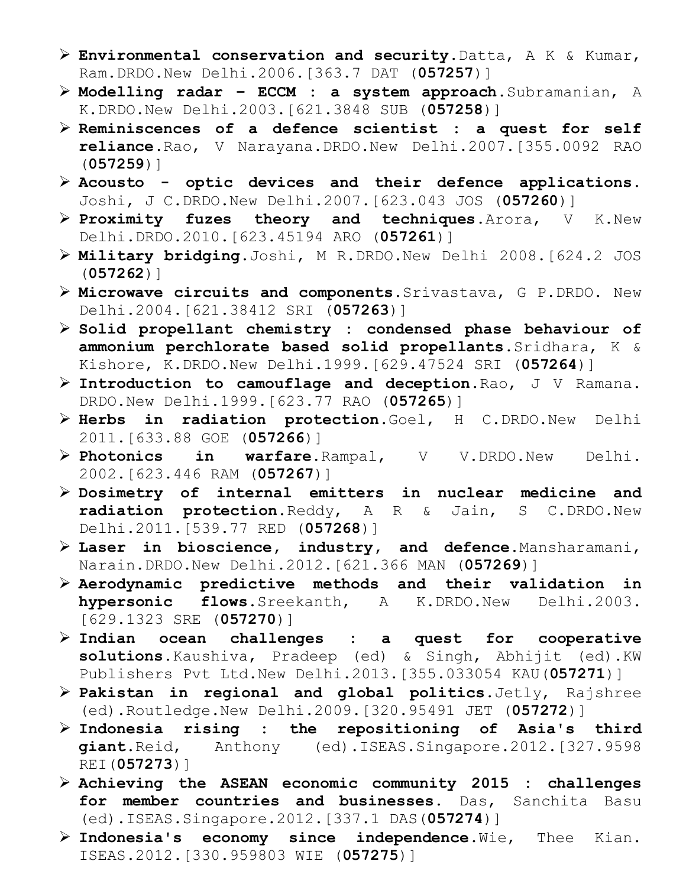- **Environmental conservation and security**.Datta, A K & Kumar, Ram.DRDO.New Delhi.2006.[363.7 DAT (**057257**)]
- **Modelling radar – ECCM : a system approach**.Subramanian, A K.DRDO.New Delhi.2003.[621.3848 SUB (**057258**)]
- **Reminiscences of a defence scientist : a quest for self reliance**.Rao, V Narayana.DRDO.New Delhi.2007.[355.0092 RAO (**057259**)]
- **Acousto - optic devices and their defence applications.** Joshi, J C.DRDO.New Delhi.2007.[623.043 JOS (**057260**)]
- **Proximity fuzes theory and techniques**.Arora, V K.New Delhi.DRDO.2010.[623.45194 ARO (**057261**)]
- **Military bridging**.Joshi, M R.DRDO.New Delhi 2008.[624.2 JOS (**057262**)]
- **Microwave circuits and components**.Srivastava, G P.DRDO. New Delhi.2004.[621.38412 SRI (**057263**)]
- **Solid propellant chemistry : condensed phase behaviour of ammonium perchlorate based solid propellants**.Sridhara, K & Kishore, K.DRDO.New Delhi.1999.[629.47524 SRI (**057264**)]
- **Introduction to camouflage and deception**.Rao, J V Ramana. DRDO.New Delhi.1999.[623.77 RAO (**057265**)]
- **Herbs in radiation protection**.Goel, H C.DRDO.New Delhi 2011.[633.88 GOE (**057266**)]
- **Photonics in warfare**.Rampal, V V.DRDO.New Delhi. 2002.[623.446 RAM (**057267**)]
- **Dosimetry of internal emitters in nuclear medicine and radiation protection**.Reddy, A R & Jain, S C.DRDO.New Delhi.2011.[539.77 RED (**057268**)]
- **Laser in bioscience, industry, and defence**.Mansharamani, Narain.DRDO.New Delhi.2012.[621.366 MAN (**057269**)]
- **Aerodynamic predictive methods and their validation in hypersonic flows**.Sreekanth, A K.DRDO.New Delhi.2003. [629.1323 SRE (**057270**)]
- **Indian ocean challenges : a quest for cooperative solutions**.Kaushiva, Pradeep (ed) & Singh, Abhijit (ed).KW Publishers Pvt Ltd.New Delhi.2013.[355.033054 KAU(**057271**)]
- **Pakistan in regional and global politics**.Jetly, Rajshree (ed).Routledge.New Delhi.2009.[320.95491 JET (**057272**)]
- **Indonesia rising : the repositioning of Asia's third giant**.Reid, Anthony (ed).ISEAS.Singapore.2012.[327.9598 REI(**057273**)]
- **Achieving the ASEAN economic community 2015 : challenges for member countries and businesses.** Das, Sanchita Basu (ed).ISEAS.Singapore.2012.[337.1 DAS(**057274**)]
- **Indonesia's economy since independence**.Wie, Thee Kian. ISEAS.2012.[330.959803 WIE (**057275**)]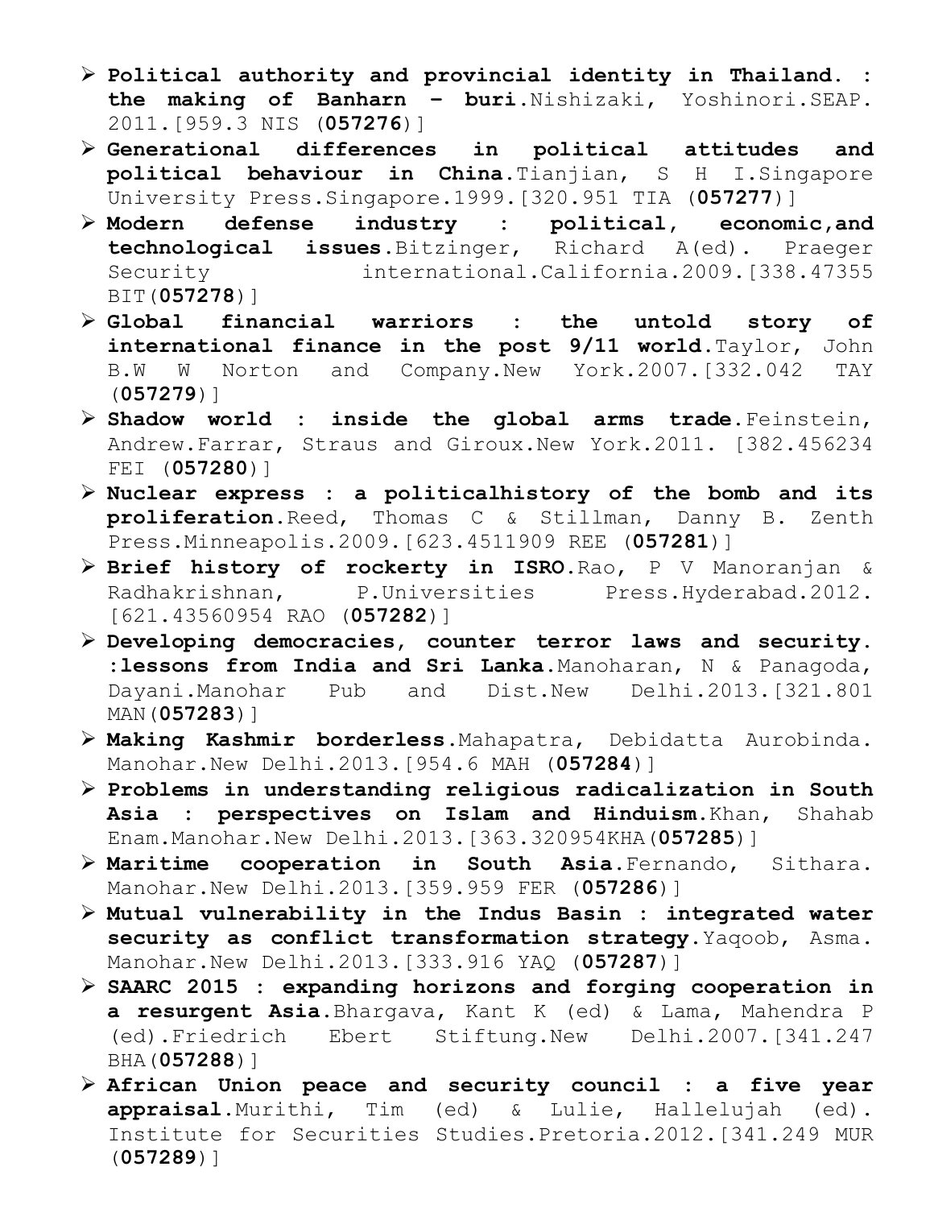- **Political authority and provincial identity in Thailand. : the making of Banharn - buri**.Nishizaki, Yoshinori.SEAP. 2011.[959.3 NIS (**057276**)]
- **Generational differences in political attitudes and political behaviour in China**.Tianjian, S H I.Singapore University Press.Singapore.1999.[320.951 TIA (**057277**)]
- **Modern defense industry : political, economic,and technological issues**.Bitzinger, Richard A(ed). Praeger Security international.California.2009.[338.47355 BIT(**057278**)]
- **Global financial warriors : the untold story of international finance in the post 9/11 world**.Taylor, John B.W W Norton and Company.New York.2007.[332.042 TAY (**057279**)]
- **Shadow world : inside the global arms trade**.Feinstein, Andrew.Farrar, Straus and Giroux.New York.2011. [382.456234 FEI (**057280**)]
- **Nuclear express : a politicalhistory of the bomb and its proliferation**.Reed, Thomas C & Stillman, Danny B. Zenth Press.Minneapolis.2009.[623.4511909 REE (**057281**)]
- **Brief history of rockerty in ISRO**.Rao, P V Manoranjan & Radhakrishnan, P.Universities Press.Hyderabad.2012. [621.43560954 RAO (**057282**)]
- **Developing democracies, counter terror laws and security. :lessons from India and Sri Lanka**.Manoharan, N & Panagoda, Dayani.Manohar Pub and Dist.New Delhi.2013.[321.801 MAN(**057283**)]
- **Making Kashmir borderless**.Mahapatra, Debidatta Aurobinda. Manohar.New Delhi.2013.[954.6 MAH (**057284**)]
- **Problems in understanding religious radicalization in South Asia : perspectives on Islam and Hinduism**.Khan, Shahab Enam.Manohar.New Delhi.2013.[363.320954KHA(**057285**)]
- **Maritime cooperation in South Asia**.Fernando, Sithara. Manohar.New Delhi.2013.[359.959 FER (**057286**)]
- **Mutual vulnerability in the Indus Basin : integrated water security as conflict transformation strategy**.Yaqoob, Asma. Manohar.New Delhi.2013.[333.916 YAQ (**057287**)]
- **SAARC 2015 : expanding horizons and forging cooperation in a resurgent Asia**.Bhargava, Kant K (ed) & Lama, Mahendra P (ed).Friedrich Ebert Stiftung.New Delhi.2007.[341.247 BHA(**057288**)]
- **African Union peace and security council : a five year appraisal**.Murithi, Tim (ed) & Lulie, Hallelujah (ed). Institute for Securities Studies.Pretoria.2012.[341.249 MUR (**057289**)]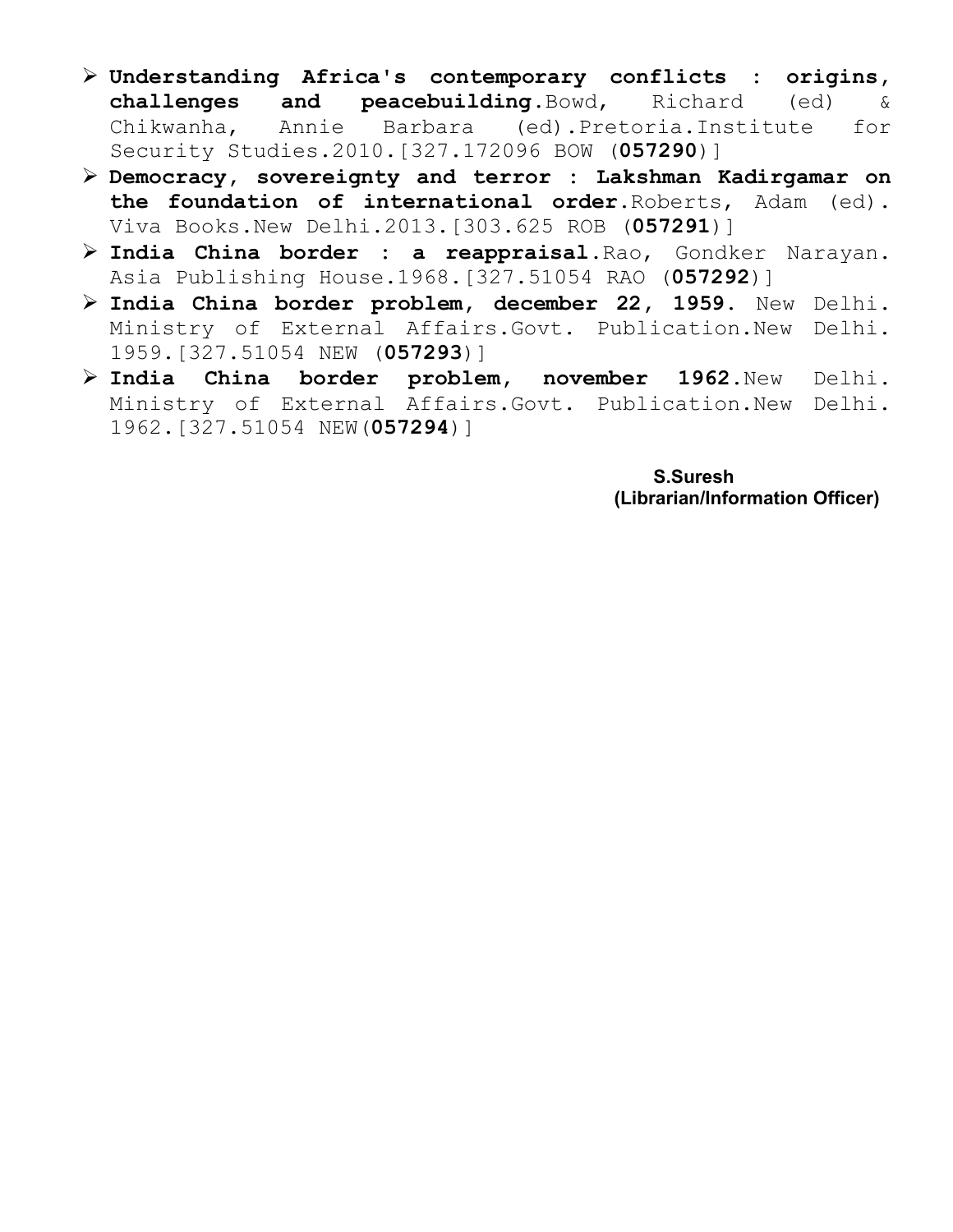- **Understanding Africa's contemporary conflicts : origins, challenges and peacebuilding**.Bowd, Richard (ed) & Chikwanha, Annie Barbara (ed).Pretoria.Institute for Security Studies.2010.[327.172096 BOW (**057290**)]
- **Democracy, sovereignty and terror : Lakshman Kadirgamar on the foundation of international order**.Roberts, Adam (ed). Viva Books.New Delhi.2013.[303.625 ROB (**057291**)]
- **India China border : a reappraisal**.Rao, Gondker Narayan. Asia Publishing House.1968.[327.51054 RAO (**057292**)]
- **India China border problem, december 22, 1959**. New Delhi. Ministry of External Affairs.Govt. Publication.New Delhi. 1959.[327.51054 NEW (**057293**)]
- **India China border problem, november 1962**.New Delhi. Ministry of External Affairs.Govt. Publication.New Delhi. 1962.[327.51054 NEW(**057294**)]

**S.Suresh**
**(Librarian/Information Officer)**